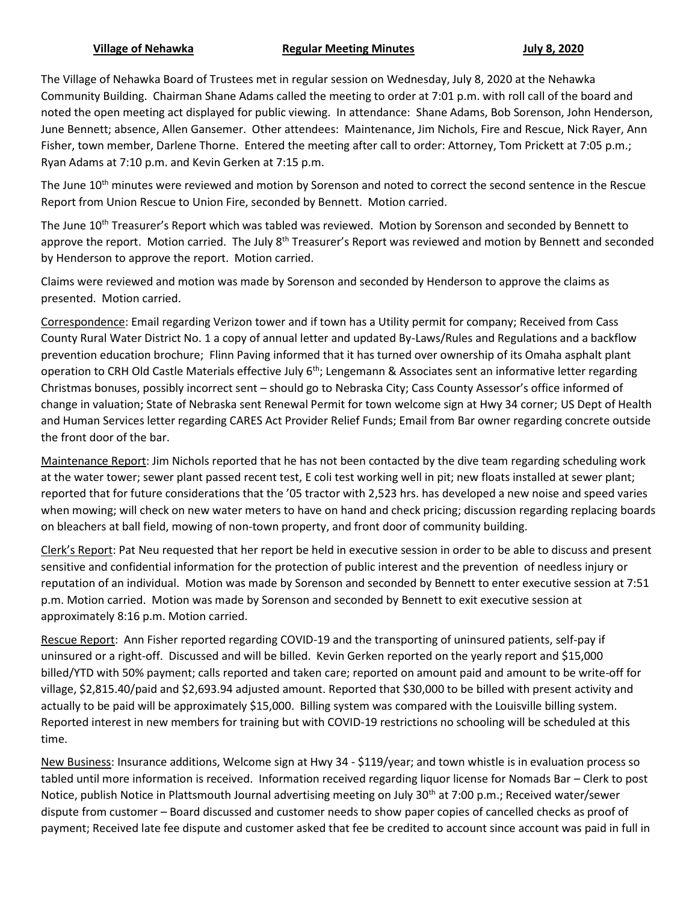**Village of Nehawka** **Regular Meeting Minutes** **July 8, 2020**

The Village of Nehawka Board of Trustees met in regular session on Wednesday, July 8, 2020 at the Nehawka Community Building. Chairman Shane Adams called the meeting to order at 7:01 p.m. with roll call of the board and noted the open meeting act displayed for public viewing. In attendance: Shane Adams, Bob Sorenson, John Henderson, June Bennett; absence, Allen Gansemer. Other attendees: Maintenance, Jim Nichols, Fire and Rescue, Nick Rayer, Ann Fisher, town member, Darlene Thorne. Entered the meeting after call to order: Attorney, Tom Prickett at 7:05 p.m.; Ryan Adams at 7:10 p.m. and Kevin Gerken at 7:15 p.m.

The June 10th minutes were reviewed and motion by Sorenson and noted to correct the second sentence in the Rescue Report from Union Rescue to Union Fire, seconded by Bennett. Motion carried.

The June 10th Treasurer's Report which was tabled was reviewed. Motion by Sorenson and seconded by Bennett to approve the report. Motion carried. The July 8th Treasurer's Report was reviewed and motion by Bennett and seconded by Henderson to approve the report. Motion carried.

Claims were reviewed and motion was made by Sorenson and seconded by Henderson to approve the claims as presented. Motion carried.

Correspondence: Email regarding Verizon tower and if town has a Utility permit for company; Received from Cass County Rural Water District No. 1 a copy of annual letter and updated By-Laws/Rules and Regulations and a backflow prevention education brochure; Flinn Paving informed that it has turned over ownership of its Omaha asphalt plant operation to CRH Old Castle Materials effective July 6th; Lengemann & Associates sent an informative letter regarding Christmas bonuses, possibly incorrect sent – should go to Nebraska City; Cass County Assessor's office informed of change in valuation; State of Nebraska sent Renewal Permit for town welcome sign at Hwy 34 corner; US Dept of Health and Human Services letter regarding CARES Act Provider Relief Funds; Email from Bar owner regarding concrete outside the front door of the bar.

Maintenance Report: Jim Nichols reported that he has not been contacted by the dive team regarding scheduling work at the water tower; sewer plant passed recent test, E coli test working well in pit; new floats installed at sewer plant; reported that for future considerations that the '05 tractor with 2,523 hrs. has developed a new noise and speed varies when mowing; will check on new water meters to have on hand and check pricing; discussion regarding replacing boards on bleachers at ball field, mowing of non-town property, and front door of community building.

Clerk's Report: Pat Neu requested that her report be held in executive session in order to be able to discuss and present sensitive and confidential information for the protection of public interest and the prevention of needless injury or reputation of an individual. Motion was made by Sorenson and seconded by Bennett to enter executive session at 7:51 p.m. Motion carried. Motion was made by Sorenson and seconded by Bennett to exit executive session at approximately 8:16 p.m. Motion carried.

Rescue Report: Ann Fisher reported regarding COVID-19 and the transporting of uninsured patients, self-pay if uninsured or a right-off. Discussed and will be billed. Kevin Gerken reported on the yearly report and $15,000 billed/YTD with 50% payment; calls reported and taken care; reported on amount paid and amount to be write-off for village, $2,815.40/paid and $2,693.94 adjusted amount. Reported that $30,000 to be billed with present activity and actually to be paid will be approximately $15,000. Billing system was compared with the Louisville billing system. Reported interest in new members for training but with COVID-19 restrictions no schooling will be scheduled at this time.

New Business: Insurance additions, Welcome sign at Hwy 34 - $119/year; and town whistle is in evaluation process so tabled until more information is received. Information received regarding liquor license for Nomads Bar – Clerk to post Notice, publish Notice in Plattsmouth Journal advertising meeting on July 30th at 7:00 p.m.; Received water/sewer dispute from customer – Board discussed and customer needs to show paper copies of cancelled checks as proof of payment; Received late fee dispute and customer asked that fee be credited to account since account was paid in full in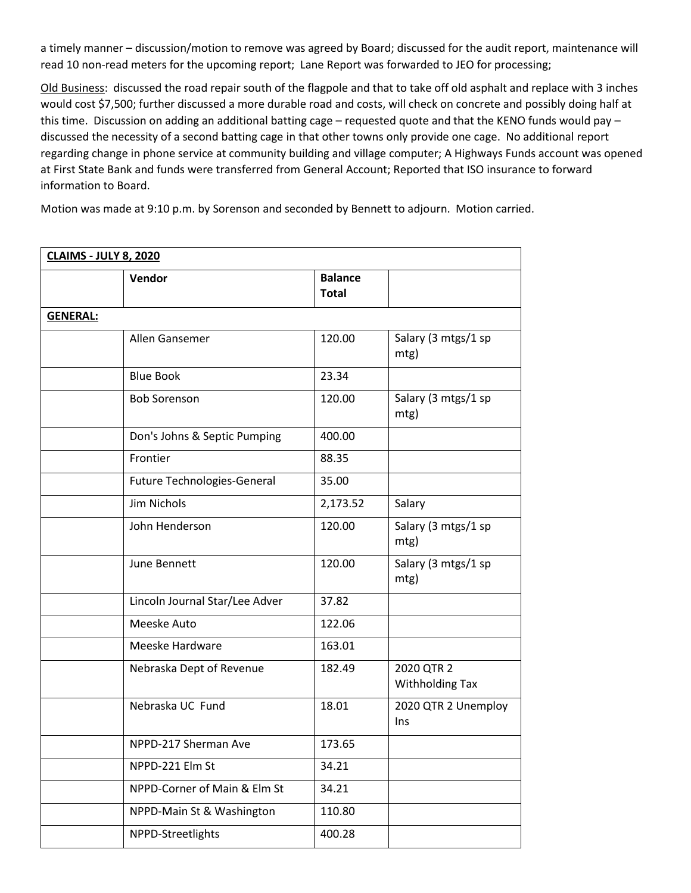a timely manner – discussion/motion to remove was agreed by Board; discussed for the audit report, maintenance will read 10 non-read meters for the upcoming report; Lane Report was forwarded to JEO for processing;

Old Business: discussed the road repair south of the flagpole and that to take off old asphalt and replace with 3 inches would cost $7,500; further discussed a more durable road and costs, will check on concrete and possibly doing half at this time. Discussion on adding an additional batting cage – requested quote and that the KENO funds would pay – discussed the necessity of a second batting cage in that other towns only provide one cage. No additional report regarding change in phone service at community building and village computer; A Highways Funds account was opened at First State Bank and funds were transferred from General Account; Reported that ISO insurance to forward information to Board.

Motion was made at 9:10 p.m. by Sorenson and seconded by Bennett to adjourn. Motion carried.

| **CLAIMS - JULY 8, 2020** | | | |
|---|---|---|---|
| | **Vendor** | **Balance Total** | |
| **GENERAL:** | | | |
| | Allen Gansemer | 120.00 | Salary (3 mtgs/1 sp mtg) |
| | Blue Book | 23.34 | |
| | Bob Sorenson | 120.00 | Salary (3 mtgs/1 sp mtg) |
| | Don's Johns & Septic Pumping | 400.00 | |
| | Frontier | 88.35 | |
| | Future Technologies-General | 35.00 | |
| | Jim Nichols | 2,173.52 | Salary |
| | John Henderson | 120.00 | Salary (3 mtgs/1 sp mtg) |
| | June Bennett | 120.00 | Salary (3 mtgs/1 sp mtg) |
| | Lincoln Journal Star/Lee Adver | 37.82 | |
| | Meeske Auto | 122.06 | |
| | Meeske Hardware | 163.01 | |
| | Nebraska Dept of Revenue | 182.49 | 2020 QTR 2 Withholding Tax |
| | Nebraska UC Fund | 18.01 | 2020 QTR 2 Unemploy Ins |
| | NPPD-217 Sherman Ave | 173.65 | |
| | NPPD-221 Elm St | 34.21 | |
| | NPPD-Corner of Main & Elm St | 34.21 | |
| | NPPD-Main St & Washington | 110.80 | |
| | NPPD-Streetlights | 400.28 | |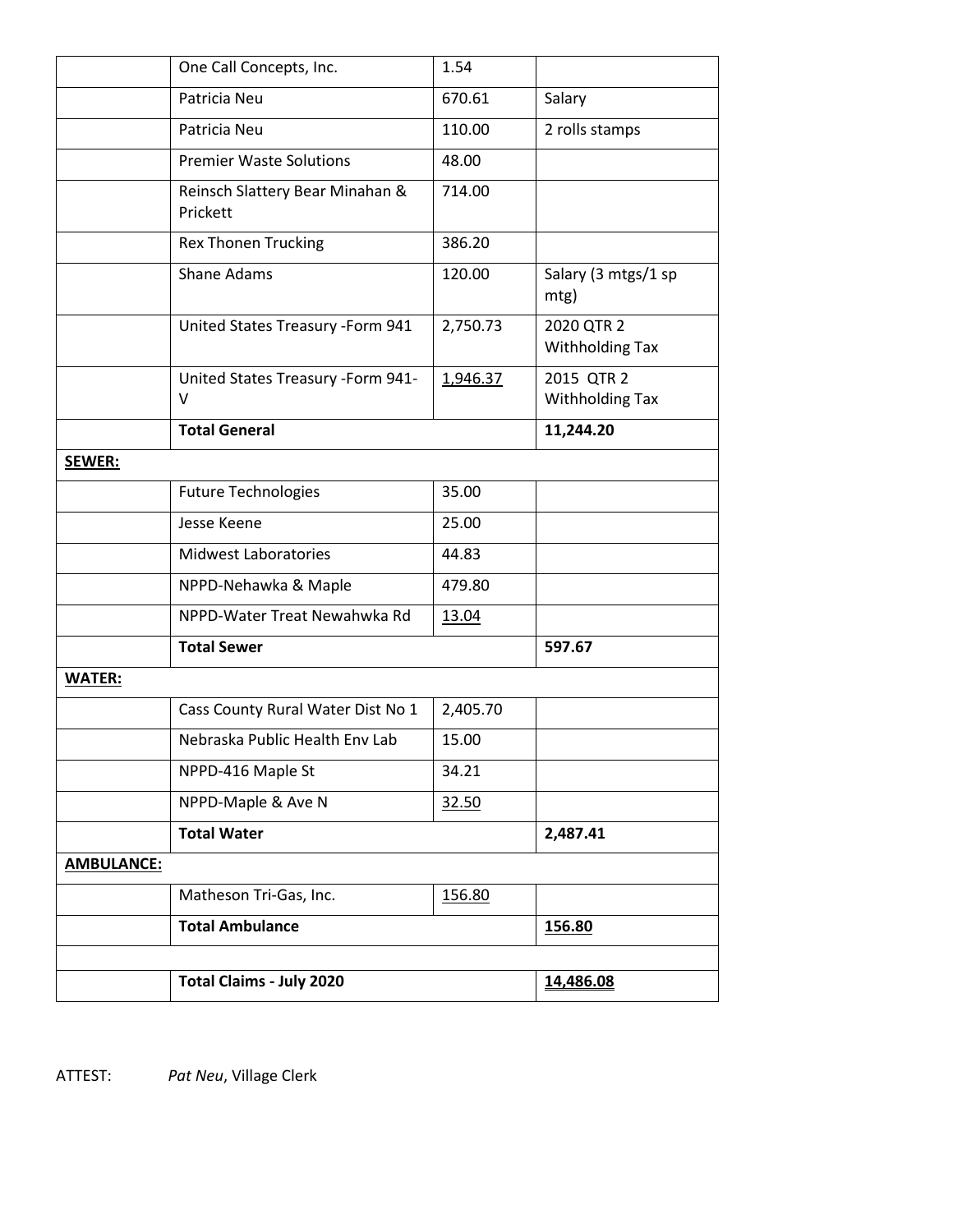| | | | |
|---|---|---|---|
| | One Call Concepts, Inc. | 1.54 | |
| | Patricia Neu | 670.61 | Salary |
| | Patricia Neu | 110.00 | 2 rolls stamps |
| | Premier Waste Solutions | 48.00 | |
| | Reinsch Slattery Bear Minahan & Prickett | 714.00 | |
| | Rex Thonen Trucking | 386.20 | |
| | Shane Adams | 120.00 | Salary (3 mtgs/1 sp mtg) |
| | United States Treasury -Form 941 | 2,750.73 | 2020 QTR 2 Withholding Tax |
| | United States Treasury -Form 941-V | 1,946.37 | 2015 QTR 2 Withholding Tax |
| | **Total General** | | **11,244.20** |
| **SEWER:** | | | |
| | Future Technologies | 35.00 | |
| | Jesse Keene | 25.00 | |
| | Midwest Laboratories | 44.83 | |
| | NPPD-Nehawka & Maple | 479.80 | |
| | NPPD-Water Treat Newahwka Rd | 13.04 | |
| | **Total Sewer** | | **597.67** |
| **WATER:** | | | |
| | Cass County Rural Water Dist No 1 | 2,405.70 | |
| | Nebraska Public Health Env Lab | 15.00 | |
| | NPPD-416 Maple St | 34.21 | |
| | NPPD-Maple & Ave N | 32.50 | |
| | **Total Water** | | **2,487.41** |
| **AMBULANCE:** | | | |
| | Matheson Tri-Gas, Inc. | 156.80 | |
| | **Total Ambulance** | | **156.80** |
| | | | |
| | **Total Claims - July 2020** | | **14,486.08** |

ATTEST: *Pat Neu*, Village Clerk